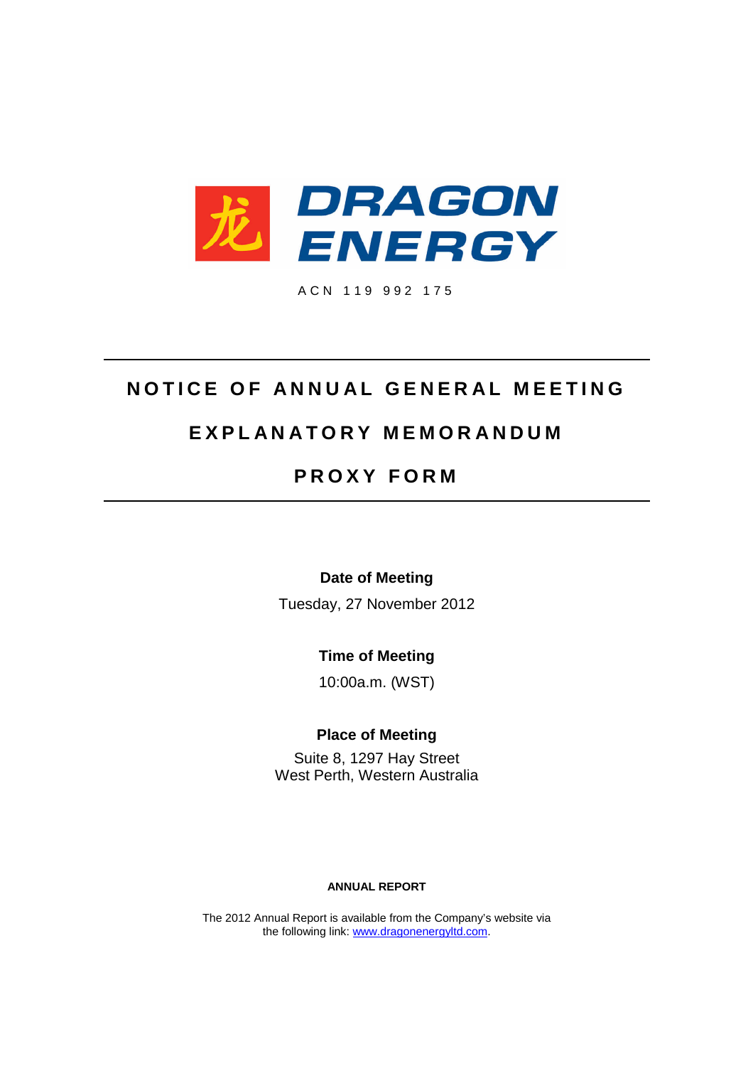# 龙 DRAGON ENERGY

ACN 119 992 175

---

# NOTICE OF ANNUAL GENERAL MEETING

# EXPLANATORY MEMORANDUM

# PROXY FORM

---

**Date of Meeting**

Tuesday, 27 November 2012

**Time of Meeting**

10:00a.m. (WST)

**Place of Meeting**

Suite 8, 1297 Hay Street
West Perth, Western Australia

**ANNUAL REPORT**

The 2012 Annual Report is available from the Company's website via the following link: www.dragonenergyltd.com.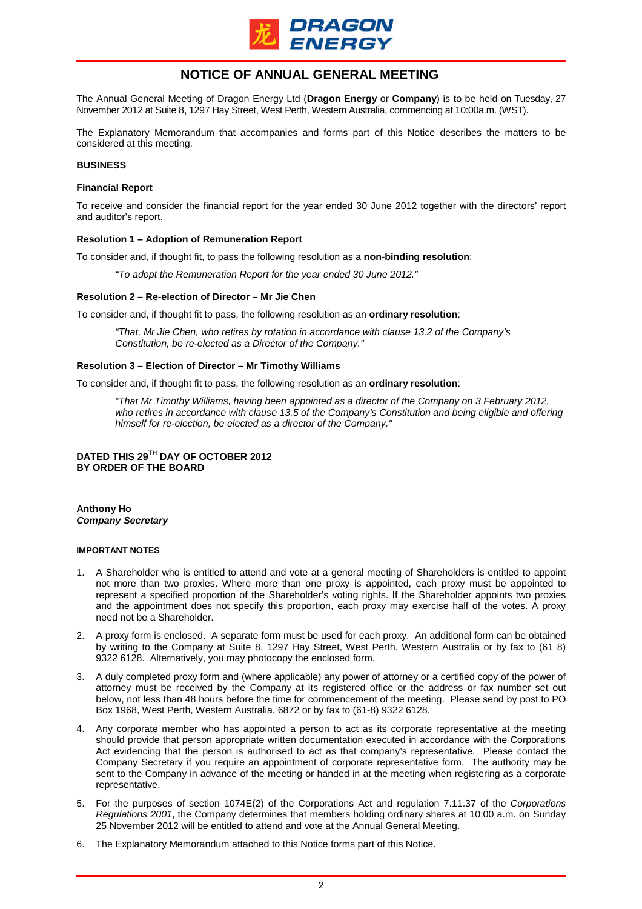# NOTICE OF ANNUAL GENERAL MEETING

The Annual General Meeting of Dragon Energy Ltd (**Dragon Energy** or **Company**) is to be held on Tuesday, 27 November 2012 at Suite 8, 1297 Hay Street, West Perth, Western Australia, commencing at 10:00a.m. (WST).

The Explanatory Memorandum that accompanies and forms part of this Notice describes the matters to be considered at this meeting.

**BUSINESS**

**Financial Report**

To receive and consider the financial report for the year ended 30 June 2012 together with the directors' report and auditor's report.

**Resolution 1 – Adoption of Remuneration Report**

To consider and, if thought fit, to pass the following resolution as a **non-binding resolution**:

> *"To adopt the Remuneration Report for the year ended 30 June 2012."*

**Resolution 2 – Re-election of Director – Mr Jie Chen**

To consider and, if thought fit to pass, the following resolution as an **ordinary resolution**:

> *"That, Mr Jie Chen, who retires by rotation in accordance with clause 13.2 of the Company's Constitution, be re-elected as a Director of the Company."*

**Resolution 3 – Election of Director – Mr Timothy Williams**

To consider and, if thought fit to pass, the following resolution as an **ordinary resolution**:

> *"That Mr Timothy Williams, having been appointed as a director of the Company on 3 February 2012, who retires in accordance with clause 13.5 of the Company's Constitution and being eligible and offering himself for re-election, be elected as a director of the Company."*

**DATED THIS 29TH DAY OF OCTOBER 2012**
**BY ORDER OF THE BOARD**

**Anthony Ho**
***Company Secretary***

**IMPORTANT NOTES**

1. A Shareholder who is entitled to attend and vote at a general meeting of Shareholders is entitled to appoint not more than two proxies. Where more than one proxy is appointed, each proxy must be appointed to represent a specified proportion of the Shareholder's voting rights. If the Shareholder appoints two proxies and the appointment does not specify this proportion, each proxy may exercise half of the votes. A proxy need not be a Shareholder.
2. A proxy form is enclosed. A separate form must be used for each proxy. An additional form can be obtained by writing to the Company at Suite 8, 1297 Hay Street, West Perth, Western Australia or by fax to (61 8) 9322 6128. Alternatively, you may photocopy the enclosed form.
3. A duly completed proxy form and (where applicable) any power of attorney or a certified copy of the power of attorney must be received by the Company at its registered office or the address or fax number set out below, not less than 48 hours before the time for commencement of the meeting. Please send by post to PO Box 1968, West Perth, Western Australia, 6872 or by fax to (61-8) 9322 6128.
4. Any corporate member who has appointed a person to act as its corporate representative at the meeting should provide that person appropriate written documentation executed in accordance with the Corporations Act evidencing that the person is authorised to act as that company's representative. Please contact the Company Secretary if you require an appointment of corporate representative form. The authority may be sent to the Company in advance of the meeting or handed in at the meeting when registering as a corporate representative.
5. For the purposes of section 1074E(2) of the Corporations Act and regulation 7.11.37 of the *Corporations Regulations 2001*, the Company determines that members holding ordinary shares at 10:00 a.m. on Sunday 25 November 2012 will be entitled to attend and vote at the Annual General Meeting.
6. The Explanatory Memorandum attached to this Notice forms part of this Notice.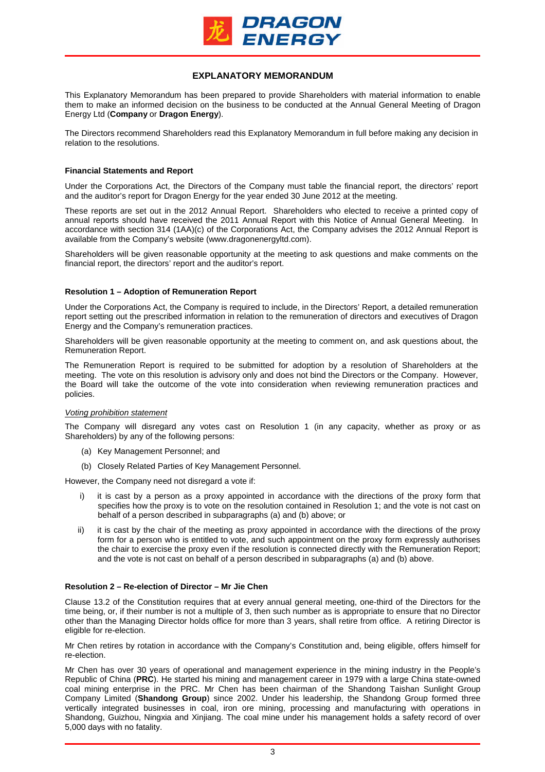# EXPLANATORY MEMORANDUM

This Explanatory Memorandum has been prepared to provide Shareholders with material information to enable them to make an informed decision on the business to be conducted at the Annual General Meeting of Dragon Energy Ltd (**Company** or **Dragon Energy**).

The Directors recommend Shareholders read this Explanatory Memorandum in full before making any decision in relation to the resolutions.

### Financial Statements and Report

Under the Corporations Act, the Directors of the Company must table the financial report, the directors' report and the auditor's report for Dragon Energy for the year ended 30 June 2012 at the meeting.

These reports are set out in the 2012 Annual Report. Shareholders who elected to receive a printed copy of annual reports should have received the 2011 Annual Report with this Notice of Annual General Meeting. In accordance with section 314 (1AA)(c) of the Corporations Act, the Company advises the 2012 Annual Report is available from the Company's website (www.dragonenergyltd.com).

Shareholders will be given reasonable opportunity at the meeting to ask questions and make comments on the financial report, the directors' report and the auditor's report.

### Resolution 1 – Adoption of Remuneration Report

Under the Corporations Act, the Company is required to include, in the Directors' Report, a detailed remuneration report setting out the prescribed information in relation to the remuneration of directors and executives of Dragon Energy and the Company's remuneration practices.

Shareholders will be given reasonable opportunity at the meeting to comment on, and ask questions about, the Remuneration Report.

The Remuneration Report is required to be submitted for adoption by a resolution of Shareholders at the meeting. The vote on this resolution is advisory only and does not bind the Directors or the Company. However, the Board will take the outcome of the vote into consideration when reviewing remuneration practices and policies.

*Voting prohibition statement*

The Company will disregard any votes cast on Resolution 1 (in any capacity, whether as proxy or as Shareholders) by any of the following persons:

(a) Key Management Personnel; and

(b) Closely Related Parties of Key Management Personnel.

However, the Company need not disregard a vote if:

i) it is cast by a person as a proxy appointed in accordance with the directions of the proxy form that specifies how the proxy is to vote on the resolution contained in Resolution 1; and the vote is not cast on behalf of a person described in subparagraphs (a) and (b) above; or

ii) it is cast by the chair of the meeting as proxy appointed in accordance with the directions of the proxy form for a person who is entitled to vote, and such appointment on the proxy form expressly authorises the chair to exercise the proxy even if the resolution is connected directly with the Remuneration Report; and the vote is not cast on behalf of a person described in subparagraphs (a) and (b) above.

### Resolution 2 – Re-election of Director – Mr Jie Chen

Clause 13.2 of the Constitution requires that at every annual general meeting, one-third of the Directors for the time being, or, if their number is not a multiple of 3, then such number as is appropriate to ensure that no Director other than the Managing Director holds office for more than 3 years, shall retire from office. A retiring Director is eligible for re-election.

Mr Chen retires by rotation in accordance with the Company's Constitution and, being eligible, offers himself for re-election.

Mr Chen has over 30 years of operational and management experience in the mining industry in the People's Republic of China (**PRC**). He started his mining and management career in 1979 with a large China state-owned coal mining enterprise in the PRC. Mr Chen has been chairman of the Shandong Taishan Sunlight Group Company Limited (**Shandong Group**) since 2002. Under his leadership, the Shandong Group formed three vertically integrated businesses in coal, iron ore mining, processing and manufacturing with operations in Shandong, Guizhou, Ningxia and Xinjiang. The coal mine under his management holds a safety record of over 5,000 days with no fatality.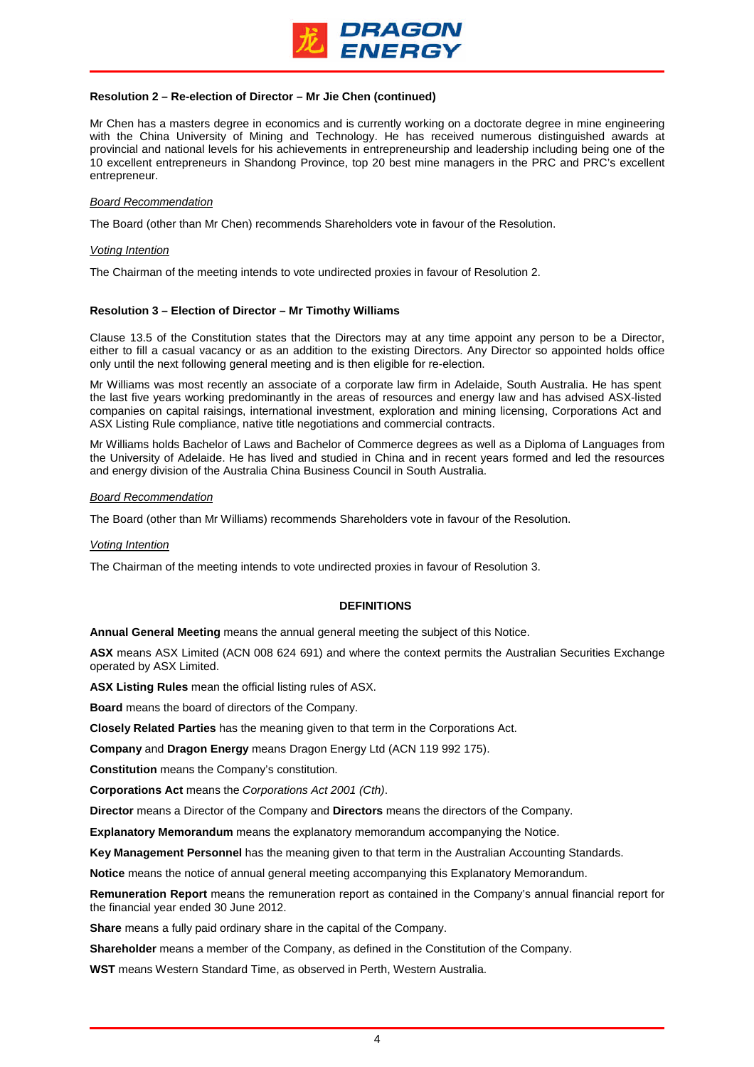**Resolution 2 – Re-election of Director – Mr Jie Chen (continued)**

Mr Chen has a masters degree in economics and is currently working on a doctorate degree in mine engineering with the China University of Mining and Technology. He has received numerous distinguished awards at provincial and national levels for his achievements in entrepreneurship and leadership including being one of the 10 excellent entrepreneurs in Shandong Province, top 20 best mine managers in the PRC and PRC's excellent entrepreneur.

*Board Recommendation*

The Board (other than Mr Chen) recommends Shareholders vote in favour of the Resolution.

*Voting Intention*

The Chairman of the meeting intends to vote undirected proxies in favour of Resolution 2.

**Resolution 3 – Election of Director – Mr Timothy Williams**

Clause 13.5 of the Constitution states that the Directors may at any time appoint any person to be a Director, either to fill a casual vacancy or as an addition to the existing Directors. Any Director so appointed holds office only until the next following general meeting and is then eligible for re-election.

Mr Williams was most recently an associate of a corporate law firm in Adelaide, South Australia. He has spent the last five years working predominantly in the areas of resources and energy law and has advised ASX-listed companies on capital raisings, international investment, exploration and mining licensing, Corporations Act and ASX Listing Rule compliance, native title negotiations and commercial contracts.

Mr Williams holds Bachelor of Laws and Bachelor of Commerce degrees as well as a Diploma of Languages from the University of Adelaide. He has lived and studied in China and in recent years formed and led the resources and energy division of the Australia China Business Council in South Australia.

*Board Recommendation*

The Board (other than Mr Williams) recommends Shareholders vote in favour of the Resolution.

*Voting Intention*

The Chairman of the meeting intends to vote undirected proxies in favour of Resolution 3.

## DEFINITIONS

**Annual General Meeting** means the annual general meeting the subject of this Notice.

**ASX** means ASX Limited (ACN 008 624 691) and where the context permits the Australian Securities Exchange operated by ASX Limited.

**ASX Listing Rules** mean the official listing rules of ASX.

**Board** means the board of directors of the Company.

**Closely Related Parties** has the meaning given to that term in the Corporations Act.

**Company** and **Dragon Energy** means Dragon Energy Ltd (ACN 119 992 175).

**Constitution** means the Company's constitution.

**Corporations Act** means the *Corporations Act 2001 (Cth)*.

**Director** means a Director of the Company and **Directors** means the directors of the Company.

**Explanatory Memorandum** means the explanatory memorandum accompanying the Notice.

**Key Management Personnel** has the meaning given to that term in the Australian Accounting Standards.

**Notice** means the notice of annual general meeting accompanying this Explanatory Memorandum.

**Remuneration Report** means the remuneration report as contained in the Company's annual financial report for the financial year ended 30 June 2012.

**Share** means a fully paid ordinary share in the capital of the Company.

**Shareholder** means a member of the Company, as defined in the Constitution of the Company.

**WST** means Western Standard Time, as observed in Perth, Western Australia.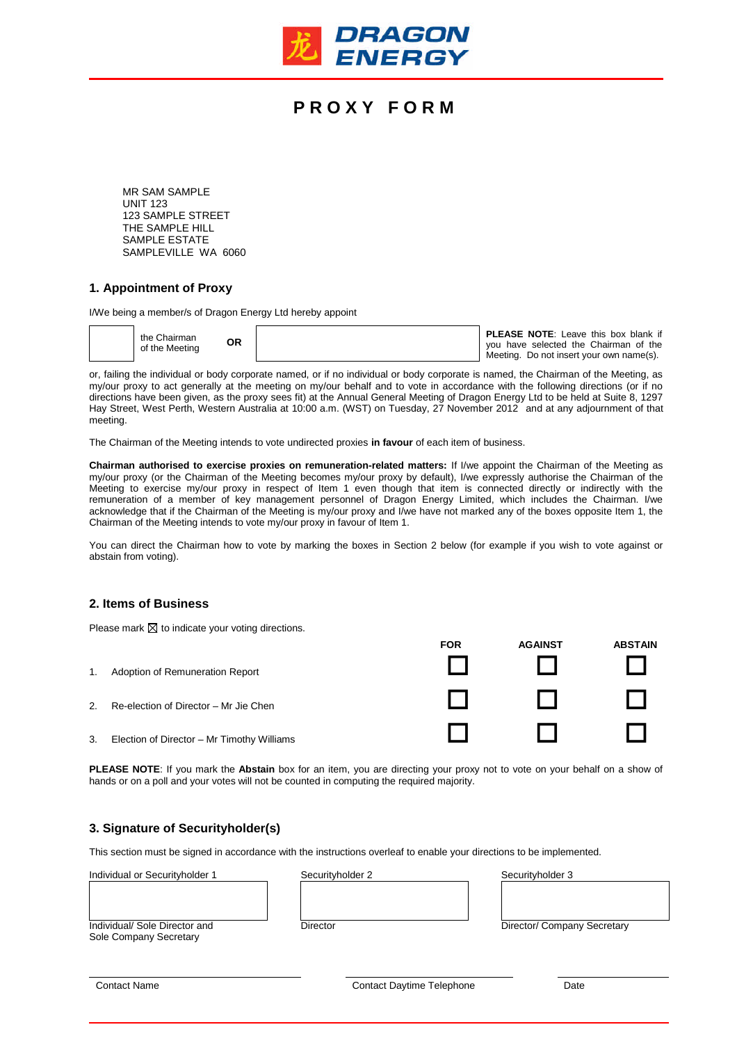DRAGON ENERGY

# PROXY FORM

MR SAM SAMPLE
UNIT 123
123 SAMPLE STREET
THE SAMPLE HILL
SAMPLE ESTATE
SAMPLEVILLE WA 6060

## 1. Appointment of Proxy

I/We being a member/s of Dragon Energy Ltd hereby appoint

| ☐ | the Chairman of the Meeting | OR | ______________________ | **PLEASE NOTE**: Leave this box blank if you have selected the Chairman of the Meeting. Do not insert your own name(s). |
|---|---|---|---|---|

or, failing the individual or body corporate named, or if no individual or body corporate is named, the Chairman of the Meeting, as my/our proxy to act generally at the meeting on my/our behalf and to vote in accordance with the following directions (or if no directions have been given, as the proxy sees fit) at the Annual General Meeting of Dragon Energy Ltd to be held at Suite 8, 1297 Hay Street, West Perth, Western Australia at 10:00 a.m. (WST) on Tuesday, 27 November 2012 and at any adjournment of that meeting.

The Chairman of the Meeting intends to vote undirected proxies **in favour** of each item of business.

**Chairman authorised to exercise proxies on remuneration-related matters:** If I/we appoint the Chairman of the Meeting as my/our proxy (or the Chairman of the Meeting becomes my/our proxy by default), I/we expressly authorise the Chairman of the Meeting to exercise my/our proxy in respect of Item 1 even though that item is connected directly or indirectly with the remuneration of a member of key management personnel of Dragon Energy Limited, which includes the Chairman. I/we acknowledge that if the Chairman of the Meeting is my/our proxy and I/we have not marked any of the boxes opposite Item 1, the Chairman of the Meeting intends to vote my/our proxy in favour of Item 1.

You can direct the Chairman how to vote by marking the boxes in Section 2 below (for example if you wish to vote against or abstain from voting).

## 2. Items of Business

Please mark ☒ to indicate your voting directions.

| | | FOR | AGAINST | ABSTAIN |
|---|---|---|---|---|
| 1. | Adoption of Remuneration Report | ☐ | ☐ | ☐ |
| 2. | Re-election of Director – Mr Jie Chen | ☐ | ☐ | ☐ |
| 3. | Election of Director – Mr Timothy Williams | ☐ | ☐ | ☐ |

**PLEASE NOTE**: If you mark the **Abstain** box for an item, you are directing your proxy not to vote on your behalf on a show of hands or on a poll and your votes will not be counted in computing the required majority.

## 3. Signature of Securityholder(s)

This section must be signed in accordance with the instructions overleaf to enable your directions to be implemented.

| Individual or Securityholder 1 | Securityholder 2 | Securityholder 3 |
|---|---|---|
| | | |
| Individual/ Sole Director and Sole Company Secretary | Director | Director/ Company Secretary |

| Contact Name | Contact Daytime Telephone | Date |
|---|---|---|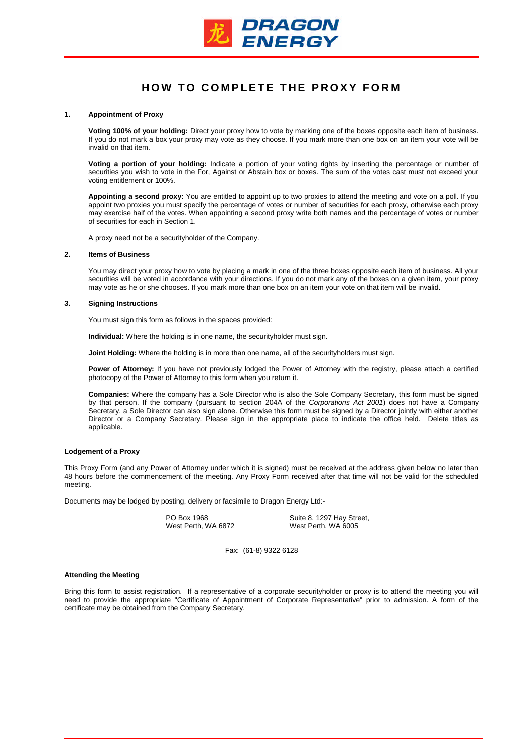# HOW TO COMPLETE THE PROXY FORM

## 1. Appointment of Proxy

**Voting 100% of your holding:** Direct your proxy how to vote by marking one of the boxes opposite each item of business. If you do not mark a box your proxy may vote as they choose. If you mark more than one box on an item your vote will be invalid on that item.

**Voting a portion of your holding:** Indicate a portion of your voting rights by inserting the percentage or number of securities you wish to vote in the For, Against or Abstain box or boxes. The sum of the votes cast must not exceed your voting entitlement or 100%.

**Appointing a second proxy:** You are entitled to appoint up to two proxies to attend the meeting and vote on a poll. If you appoint two proxies you must specify the percentage of votes or number of securities for each proxy, otherwise each proxy may exercise half of the votes. When appointing a second proxy write both names and the percentage of votes or number of securities for each in Section 1.

A proxy need not be a securityholder of the Company.

## 2. Items of Business

You may direct your proxy how to vote by placing a mark in one of the three boxes opposite each item of business. All your securities will be voted in accordance with your directions. If you do not mark any of the boxes on a given item, your proxy may vote as he or she chooses. If you mark more than one box on an item your vote on that item will be invalid.

## 3. Signing Instructions

You must sign this form as follows in the spaces provided:

**Individual:** Where the holding is in one name, the securityholder must sign.

**Joint Holding:** Where the holding is in more than one name, all of the securityholders must sign.

**Power of Attorney:** If you have not previously lodged the Power of Attorney with the registry, please attach a certified photocopy of the Power of Attorney to this form when you return it.

**Companies:** Where the company has a Sole Director who is also the Sole Company Secretary, this form must be signed by that person. If the company (pursuant to section 204A of the *Corporations Act 2001*) does not have a Company Secretary, a Sole Director can also sign alone. Otherwise this form must be signed by a Director jointly with either another Director or a Company Secretary. Please sign in the appropriate place to indicate the office held. Delete titles as applicable.

### Lodgement of a Proxy

This Proxy Form (and any Power of Attorney under which it is signed) must be received at the address given below no later than 48 hours before the commencement of the meeting. Any Proxy Form received after that time will not be valid for the scheduled meeting.

Documents may be lodged by posting, delivery or facsimile to Dragon Energy Ltd:-

PO Box 1968
West Perth, WA 6872

Suite 8, 1297 Hay Street,
West Perth, WA 6005

Fax: (61-8) 9322 6128

### Attending the Meeting

Bring this form to assist registration. If a representative of a corporate securityholder or proxy is to attend the meeting you will need to provide the appropriate "Certificate of Appointment of Corporate Representative" prior to admission. A form of the certificate may be obtained from the Company Secretary.